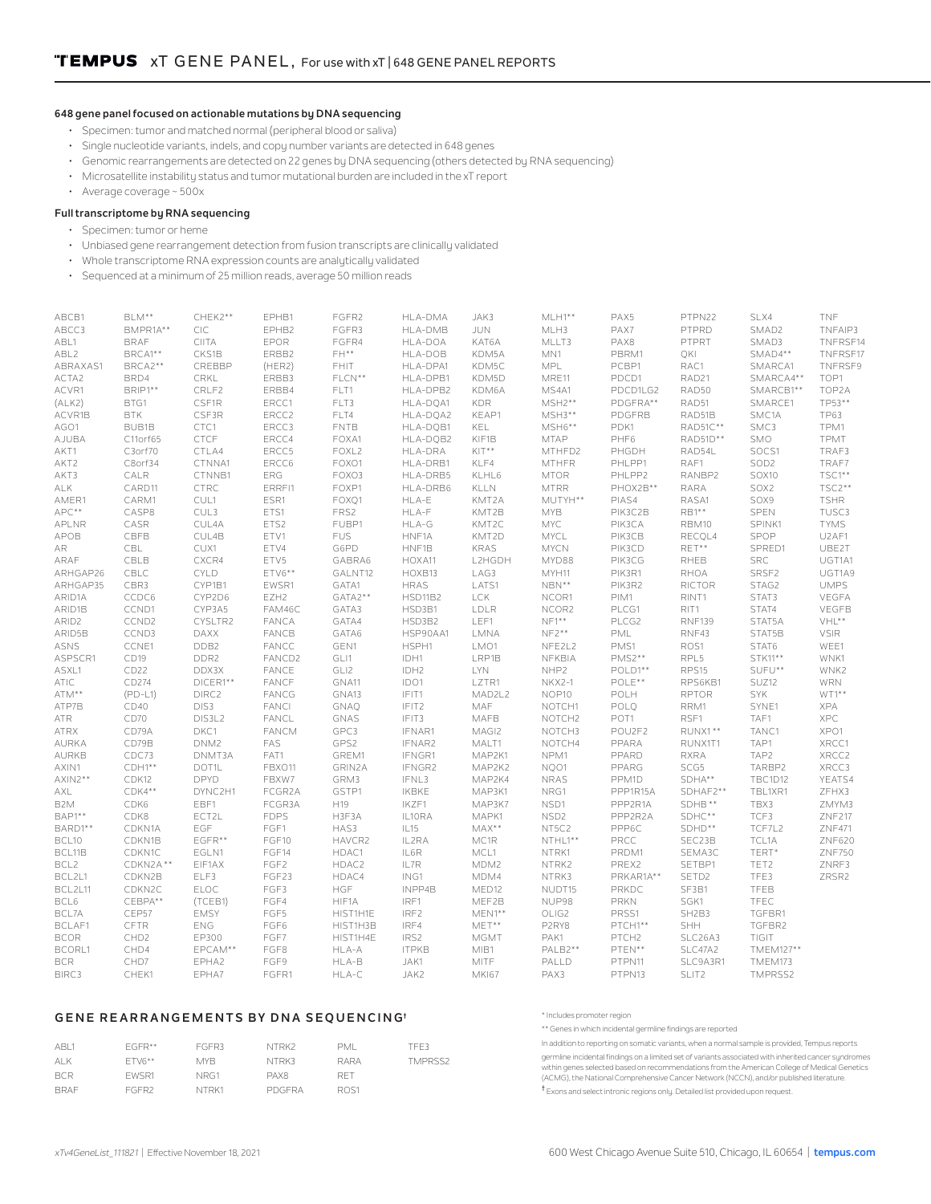# TEMPUS xT GENE PANEL, For use with xT | 648 GENE PANEL REPORTS

## 648 gene panel focused on actionable mutations by DNA sequencing

- Specimen: tumor and matched normal (peripheral blood or saliva)
- Single nucleotide variants, indels, and copy number variants are detected in 648 genes
- Genomic rearrangements are detected on 22 genes by DNA sequencing (others detected by RNA sequencing)
- Microsatellite instability status and tumor mutational burden are included in the xT report
- Average coverage ~ 500x

## Full transcriptome by RNA sequencing

- Specimen: tumor or heme
- Unbiased gene rearrangement detection from fusion transcripts are clinically validated
- Whole transcriptome RNA expression counts are analytically validated
- Sequenced at a minimum of 25 million reads, average 50 million reads

| | | | | | | | | | | | |
|---|---|---|---|---|---|---|---|---|---|---|---|
| ABCB1 | BLM** | CHEK2** | EPHB1 | FGFR2 | HLA-DMA | JAK3 | MLH1** | PAX5 | PTPN22 | SLX4 | TNF |
| ABCC3 | BMPR1A** | CIC | EPHB2 | FGFR3 | HLA-DMB | JUN | MLH3 | PAX7 | PTPRD | SMAD2 | TNFAIP3 |
| ABL1 | BRAF | CIITA | EPOR | FGFR4 | HLA-DOA | KAT6A | MLLT3 | PAX8 | PTPRT | SMAD3 | TNFRSF14 |
| ABL2 | BRCA1** | CKS1B | ERBB2 | FH** | HLA-DOB | KDM5A | MN1 | PBRM1 | QKI | SMAD4** | TNFRSF17 |
| ABRAXAS1 | BRCA2** | CREBBP | (HER2) | FHIT | HLA-DPA1 | KDM5C | MPL | PCBP1 | RAC1 | SMARCA1 | TNFRSF9 |
| ACTA2 | BRD4 | CRKL | ERBB3 | FLCN** | HLA-DPB1 | KDM5D | MRE11 | PDCD1 | RAD21 | SMARCA4** | TOP1 |
| ACVR1 | BRIP1** | CRLF2 | ERBB4 | FLT1 | HLA-DPB2 | KDM6A | MS4A1 | PDCD1LG2 | RAD50 | SMARCB1** | TOP2A |
| (ALK2) | BTG1 | CSF1R | ERCC1 | FLT3 | HLA-DQA1 | KDR | MSH2** | PDGFRA** | RAD51 | SMARCE1 | TP53** |
| ACVR1B | BTK | CSF3R | ERCC2 | FLT4 | HLA-DQA2 | KEAP1 | MSH3** | PDGFRB | RAD51B | SMC1A | TP63 |
| AGO1 | BUB1B | CTC1 | ERCC3 | FNTB | HLA-DQB1 | KEL | MSH6** | PDK1 | RAD51C** | SMC3 | TPM1 |
| AJUBA | C11orf65 | CTCF | ERCC4 | FOXA1 | HLA-DQB2 | KIF1B | MTAP | PHF6 | RAD51D** | SMO | TPMT |
| AKT1 | C3orf70 | CTLA4 | ERCC5 | FOXL2 | HLA-DRA | KIT** | MTHFD2 | PHGDH | RAD54L | SOCS1 | TRAF3 |
| AKT2 | C8orf34 | CTNNA1 | ERCC6 | FOXO1 | HLA-DRB1 | KLF4 | MTHFR | PHLPP1 | RAF1 | SOD2 | TRAF7 |
| AKT3 | CALR | CTNNB1 | ERG | FOXO3 | HLA-DRB5 | KLHL6 | MTOR | PHLPP2 | RANBP2 | SOX10 | TSC1** |
| ALK | CARD11 | CTRC | ERRFI1 | FOXP1 | HLA-DRB6 | KLLN | MTRR | PHOX2B** | RARA | SOX2 | TSC2** |
| AMER1 | CARM1 | CUL1 | ESR1 | FOXQ1 | HLA-E | KMT2A | MUTYH** | PIAS4 | RASA1 | SOX9 | TSHR |
| APC** | CASP8 | CUL3 | ETS1 | FRS2 | HLA-F | KMT2B | MYB | PIK3C2B | RB1** | SPEN | TUSC3 |
| APLNR | CASR | CUL4A | ETS2 | FUBP1 | HLA-G | KMT2C | MYC | PIK3CA | RBM10 | SPINK1 | TYMS |
| APOB | CBFB | CUL4B | ETV1 | FUS | HNF1A | KMT2D | MYCL | PIK3CB | RECQL4 | SPOP | U2AF1 |
| AR | CBL | CUX1 | ETV4 | G6PD | HNF1B | KRAS | MYCN | PIK3CD | RET** | SPRED1 | UBE2T |
| ARAF | CBLB | CXCR4 | ETV5 | GABRA6 | HOXA11 | L2HGDH | MYD88 | PIK3CG | RHEB | SRC | UGT1A1 |
| ARHGAP26 | CBLC | CYLD | ETV6** | GALNT12 | HOXB13 | LAG3 | MYH11 | PIK3R1 | RHOA | SRSF2 | UGT1A9 |
| ARHGAP35 | CBR3 | CYP1B1 | EWSR1 | GATA1 | HRAS | LATS1 | NBN** | PIK3R2 | RICTOR | STAG2 | UMPS |
| ARID1A | CCDC6 | CYP2D6 | EZH2 | GATA2** | HSD11B2 | LCK | NCOR1 | PIM1 | RINT1 | STAT3 | VEGFA |
| ARID1B | CCND1 | CYP3A5 | FAM46C | GATA3 | HSD3B1 | LDLR | NCOR2 | PLCG1 | RIT1 | STAT4 | VEGFB |
| ARID2 | CCND2 | CYSLTR2 | FANCA | GATA4 | HSD3B2 | LEF1 | NF1** | PLCG2 | RNF139 | STAT5A | VHL** |
| ARID5B | CCND3 | DAXX | FANCB | GATA6 | HSP90AA1 | LMNA | NF2** | PML | RNF43 | STAT5B | WEE1 |
| ASNS | CCNE1 | DDB2 | FANCC | GEN1 | HSPH1 | LMO1 | NFE2L2 | PMS1 | ROS1 | STAT6 | WNK1 |
| ASPSCR1 | CD19 | DDR2 | FANCD2 | GLI1 | IDH1 | LRP1B | NFKBIA | PMS2** | RPL5 | STK11** | WNK2 |
| ASXL1 | CD22 | DDX3X | FANCE | GLI2 | IDH2 | LYN | NHP2 | POLD1** | RPS15 | SUFU** | WRN |
| ATIC | CD274 | DICER1** | FANCF | GNA11 | IDO1 | LZTR1 | NKX2-1 | POLE** | RPS6KB1 | SUZ12 | WT1** |
| ATM** | (PD-L1) | DIRC2 | FANCG | GNA13 | IFIT1 | MAD2L2 | NOP10 | POLH | RPTOR | SYK | XPA |
| ATP7B | CD40 | DIS3 | FANCI | GNAQ | IFIT2 | MAF | NOTCH1 | POLQ | RRM1 | SYNE1 | XPC |
| ATR | CD70 | DIS3L2 | FANCL | GNAS | IFIT3 | MAFB | NOTCH2 | POT1 | RSF1 | TAF1 | XPO1 |
| ATRX | CD79A | DKC1 | FANCM | GPC3 | IFNAR1 | MAGI2 | NOTCH3 | POU2F2 | RUNX1** | TANC1 | XRCC1 |
| AURKA | CD79B | DNM2 | FAS | GPS2 | IFNAR2 | MALT1 | NOTCH4 | PPARA | RUNX1T1 | TAP1 | XRCC2 |
| AURKB | CDC73 | DNMT3A | FAT1 | GREM1 | IFNGR1 | MAP2K1 | NPM1 | PPARD | RXRA | TAP2 | XRCC3 |
| AXIN1 | CDH1** | DOT1L | FBXO11 | GRIN2A | IFNGR2 | MAP2K2 | NQO1 | PPARG | SCG5 | TARBP2 | YEATS4 |
| AXIN2** | CDK12 | DPYD | FBXW7 | GRM3 | IFNL3 | MAP2K4 | NRAS | PPM1D | SDHA** | TBC1D12 | ZFHX3 |
| AXL | CDK4** | DYNC2H1 | FCGR2A | GSTP1 | IKBKE | MAP3K1 | NRG1 | PPP1R15A | SDHAF2** | TBL1XR1 | ZMYM3 |
| B2M | CDK6 | EBF1 | FCGR3A | H19 | IKZF1 | MAP3K7 | NSD1 | PPP2R1A | SDHB ** | TBX3 | ZNF217 |
| BAP1** | CDK8 | ECT2L | FDPS | H3F3A | IL10RA | MAPK1 | NSD2 | PPP2R2A | SDHC** | TCF3 | ZNF471 |
| BARD1** | CDKN1A | EGF | FGF1 | HAS3 | IL15 | MAX** | NT5C2 | PPP6C | SDHD** | TCF7L2 | ZNF620 |
| BCL10 | CDKN1B | EGFR** | FGF10 | HAVCR2 | IL2RA | MC1R | NTHL1** | PRCC | SEC23B | TCL1A | ZNF750 |
| BCL11B | CDKN1C | EGLN1 | FGF14 | HDAC1 | IL6R | MCL1 | NTRK1 | PRDM1 | SEMA3C | TERT* | ZNRF3 |
| BCL2 | CDKN2A ** | EIF1AX | FGF2 | HDAC2 | IL7R | MDM2 | NTRK2 | PREX2 | SETBP1 | TET2 | ZRSR2 |
| BCL2L1 | CDKN2B | ELF3 | FGF23 | HDAC4 | ING1 | MDM4 | NTRK3 | PRKAR1A** | SETD2 | TFE3 | |
| BCL2L11 | CDKN2C | ELOC | FGF3 | HGF | INPP4B | MED12 | NUDT15 | PRKDC | SF3B1 | TFEB | |
| BCL6 | CEBPA** | (TCEB1) | FGF4 | HIF1A | IRF1 | MEF2B | NUP98 | PRKN | SGK1 | TFEC | |
| BCL7A | CEP57 | EMSY | FGF5 | HIST1H1E | IRF2 | MEN1** | OLIG2 | PRSS1 | SH2B3 | TGFBR1 | |
| BCLAF1 | CFTR | ENG | FGF6 | HIST1H3B | IRF4 | MET** | P2RY8 | PTCH1** | SHH | TGFBR2 | |
| BCOR | CHD2 | EP300 | FGF7 | HIST1H4E | IRS2 | MGMT | PAK1 | PTCH2 | SLC26A3 | TIGIT | |
| BCORL1 | CHD4 | EPCAM** | FGF8 | HLA-A | ITPKB | MIB1 | PALB2** | PTEN** | SLC47A2 | TMEM127** | |
| BCR | CHD7 | EPHA2 | FGF9 | HLA-B | JAK1 | MITF | PALLD | PTPN11 | SLC9A3R1 | TMEM173 | |
| BIRC3 | CHEK1 | EPHA7 | FGFR1 | HLA-C | JAK2 | MKI67 | PAX3 | PTPN13 | SLIT2 | TMPRSS2 | |

## GENE REARRANGEMENTS BY DNA SEQUENCING†

| | | | | | |
|---|---|---|---|---|---|
| ABL1 | EGFR** | FGFR3 | NTRK2 | PML | TFE3 |
| ALK | ETV6** | MYB | NTRK3 | RARA | TMPRSS2 |
| BCR | EWSR1 | NRG1 | PAX8 | RET | |
| BRAF | FGFR2 | NTRK1 | PDGFRA | ROS1 | |

* Includes promoter region

** Genes in which incidental germline findings are reported

In addition to reporting on somatic variants, when a normal sample is provided, Tempus reports germline incidental findings on a limited set of variants associated with inherited cancer syndromes within genes selected based on recommendations from the American College of Medical Genetics (ACMG), the National Comprehensive Cancer Network (NCCN), and/or published literature.

† Exons and select intronic regions only. Detailed list provided upon request.

*xTv4GeneList_111821* | Effective November 18, 2021

600 West Chicago Avenue Suite 510, Chicago, IL 60654 | **tempus.com**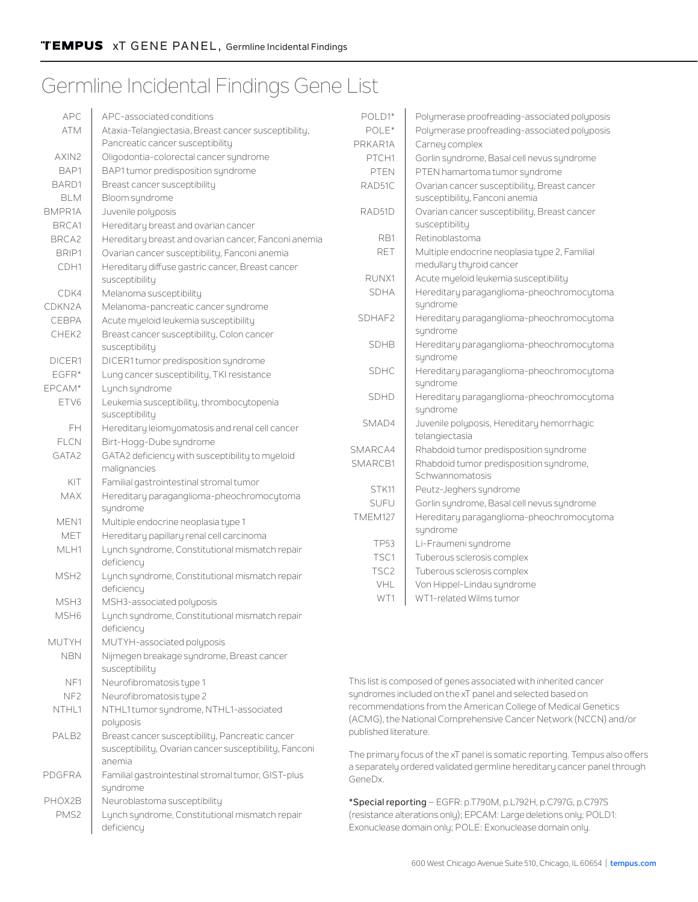# Germline Incidental Findings Gene List

| | |
|---|---|
| APC | APC-associated conditions |
| ATM | Ataxia-Telangiectasia, Breast cancer susceptibility, Pancreatic cancer susceptibility |
| AXIN2 | Oligodontia-colorectal cancer syndrome |
| BAP1 | BAP1 tumor predisposition syndrome |
| BARD1 | Breast cancer susceptibility |
| BLM | Bloom syndrome |
| BMPR1A | Juvenile polyposis |
| BRCA1 | Hereditary breast and ovarian cancer |
| BRCA2 | Hereditary breast and ovarian cancer, Fanconi anemia |
| BRIP1 | Ovarian cancer susceptibility, Fanconi anemia |
| CDH1 | Hereditary diffuse gastric cancer, Breast cancer susceptibility |
| CDK4 | Melanoma susceptibility |
| CDKN2A | Melanoma-pancreatic cancer syndrome |
| CEBPA | Acute myeloid leukemia susceptibility |
| CHEK2 | Breast cancer susceptibility, Colon cancer susceptibility |
| DICER1 | DICER1 tumor predisposition syndrome |
| EGFR* | Lung cancer susceptibility, TKI resistance |
| EPCAM* | Lynch syndrome |
| ETV6 | Leukemia susceptibility, thrombocytopenia susceptibility |
| FH | Hereditary leiomyomatosis and renal cell cancer |
| FLCN | Birt-Hogg-Dube syndrome |
| GATA2 | GATA2 deficiency with susceptibility to myeloid malignancies |
| KIT | Familial gastrointestinal stromal tumor |
| MAX | Hereditary paraganglioma-pheochromocytoma syndrome |
| MEN1 | Multiple endocrine neoplasia type 1 |
| MET | Hereditary papillary renal cell carcinoma |
| MLH1 | Lynch syndrome, Constitutional mismatch repair deficiency |
| MSH2 | Lynch syndrome, Constitutional mismatch repair deficiency |
| MSH3 | MSH3-associated polyposis |
| MSH6 | Lynch syndrome, Constitutional mismatch repair deficiency |
| MUTYH | MUTYH-associated polyposis |
| NBN | Nijmegen breakage syndrome, Breast cancer susceptibility |
| NF1 | Neurofibromatosis type 1 |
| NF2 | Neurofibromatosis type 2 |
| NTHL1 | NTHL1 tumor syndrome, NTHL1-associated polyposis |
| PALB2 | Breast cancer susceptibility, Pancreatic cancer susceptibility, Ovarian cancer susceptibility, Fanconi anemia |
| PDGFRA | Familial gastrointestinal stromal tumor, GIST-plus syndrome |
| PHOX2B | Neuroblastoma susceptibility |
| PMS2 | Lynch syndrome, Constitutional mismatch repair deficiency |
| POLD1* | Polymerase proofreading-associated polyposis |
| POLE* | Polymerase proofreading-associated polyposis |
| PRKAR1A | Carney complex |
| PTCH1 | Gorlin syndrome, Basal cell nevus syndrome |
| PTEN | PTEN hamartoma tumor syndrome |
| RAD51C | Ovarian cancer susceptibility, Breast cancer susceptibility, Fanconi anemia |
| RAD51D | Ovarian cancer susceptibility, Breast cancer susceptibility |
| RB1 | Retinoblastoma |
| RET | Multiple endocrine neoplasia type 2, Familial medullary thyroid cancer |
| RUNX1 | Acute myeloid leukemia susceptibility |
| SDHA | Hereditary paraganglioma-pheochromocytoma syndrome |
| SDHAF2 | Hereditary paraganglioma-pheochromocytoma syndrome |
| SDHB | Hereditary paraganglioma-pheochromocytoma syndrome |
| SDHC | Hereditary paraganglioma-pheochromocytoma syndrome |
| SDHD | Hereditary paraganglioma-pheochromocytoma syndrome |
| SMAD4 | Juvenile polyposis, Hereditary hemorrhagic telangiectasia |
| SMARCA4 | Rhabdoid tumor predisposition syndrome |
| SMARCB1 | Rhabdoid tumor predisposition syndrome, Schwannomatosis |
| STK11 | Peutz-Jeghers syndrome |
| SUFU | Gorlin syndrome, Basal cell nevus syndrome |
| TMEM127 | Hereditary paraganglioma-pheochromocytoma syndrome |
| TP53 | Li-Fraumeni syndrome |
| TSC1 | Tuberous sclerosis complex |
| TSC2 | Tuberous sclerosis complex |
| VHL | Von Hippel-Lindau syndrome |
| WT1 | WT1-related Wilms tumor |

This list is composed of genes associated with inherited cancer syndromes included on the xT panel and selected based on recommendations from the American College of Medical Genetics (ACMG), the National Comprehensive Cancer Network (NCCN) and/or published literature.

The primary focus of the xT panel is somatic reporting. Tempus also offers a separately ordered validated germline hereditary cancer panel through GeneDx.

***Special reporting** – EGFR: p.T790M, p.L792H, p.C797G, p.C797S (resistance alterations only); EPCAM: Large deletions only; POLD1: Exonuclease domain only; POLE: Exonuclease domain only.

600 West Chicago Avenue Suite 510, Chicago, IL 60654 | **tempus.com**